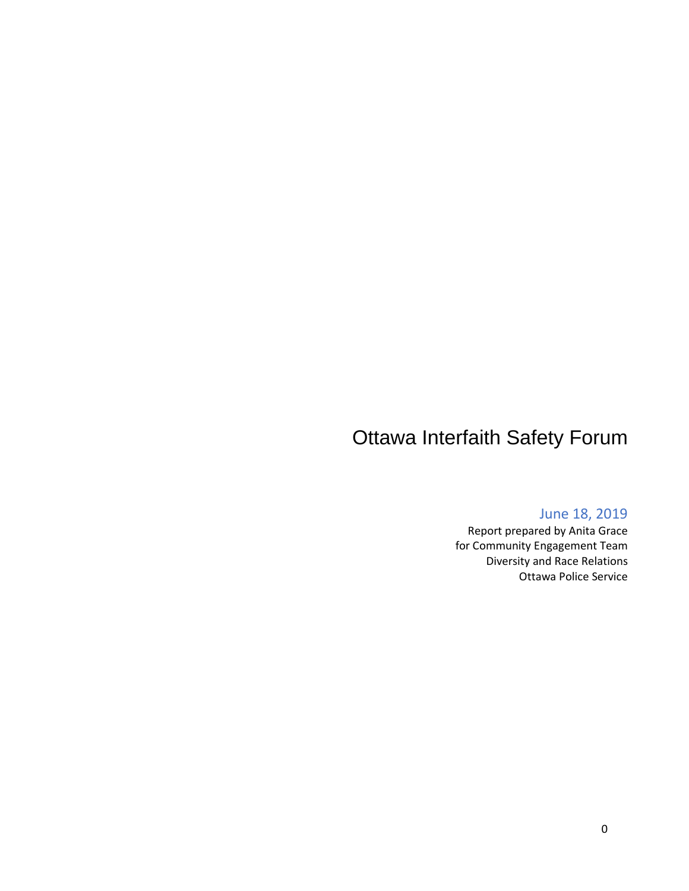# Ottawa Interfaith Safety Forum

June 18, 2019

Report prepared by Anita Grace
for Community Engagement Team
Diversity and Race Relations
Ottawa Police Service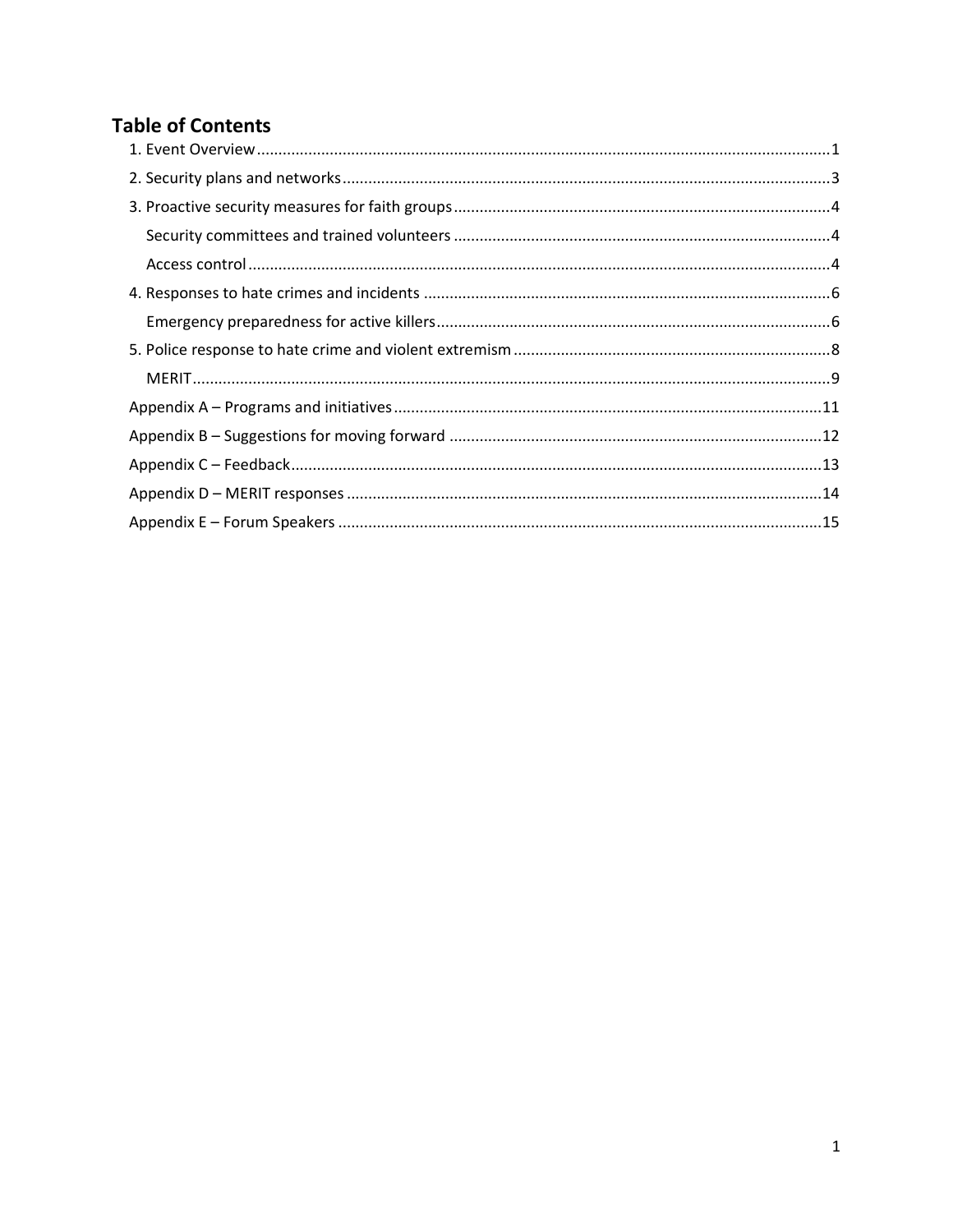## Table of Contents

1. Event Overview .....1
2. Security plans and networks .....3
3. Proactive security measures for faith groups .....4
   - Security committees and trained volunteers .....4
   - Access control .....4
4. Responses to hate crimes and incidents .....6
   - Emergency preparedness for active killers .....6
5. Police response to hate crime and violent extremism .....8
   - MERIT .....9

Appendix A – Programs and initiatives .....11

Appendix B – Suggestions for moving forward .....12

Appendix C – Feedback .....13

Appendix D – MERIT responses .....14

Appendix E – Forum Speakers .....15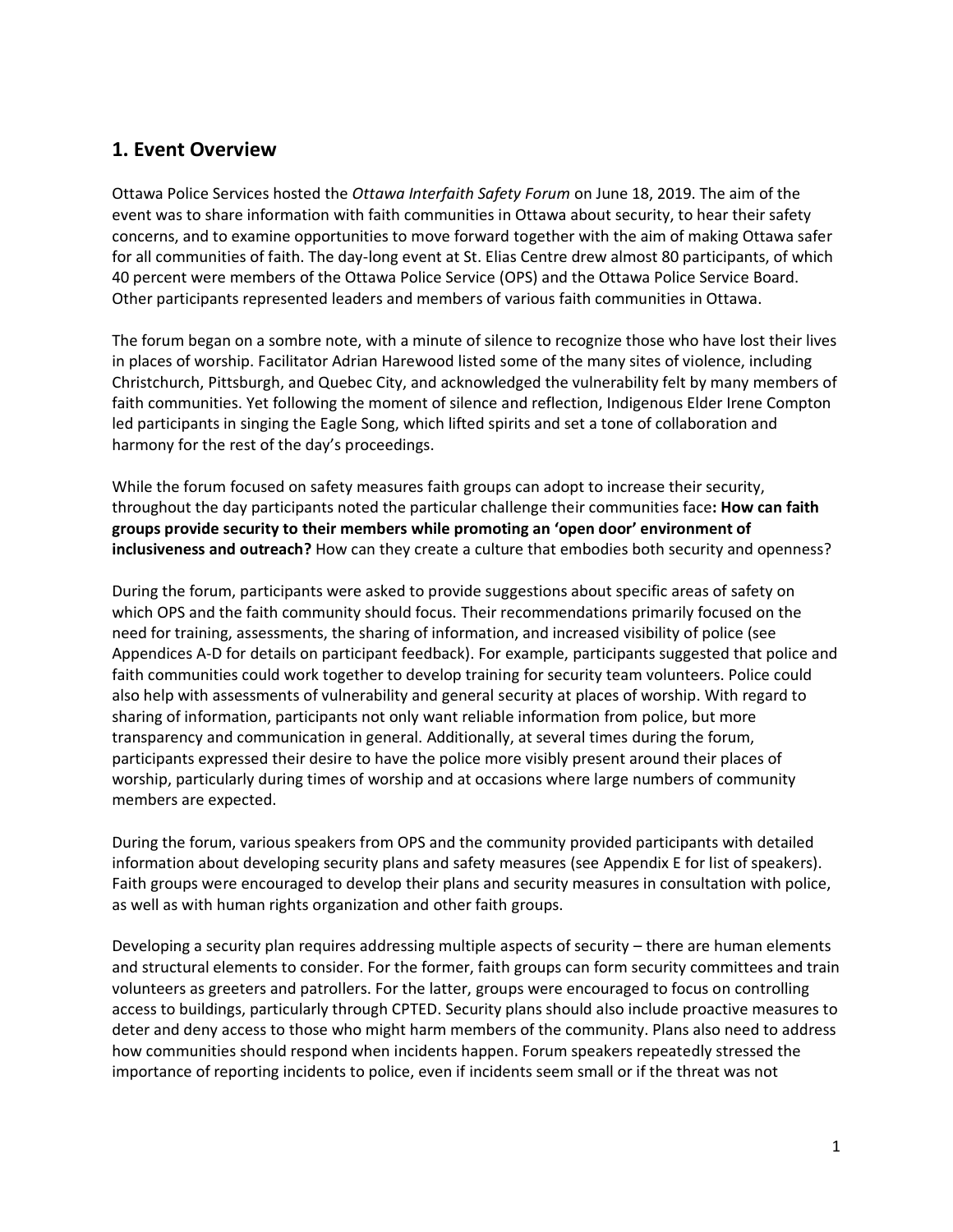## 1. Event Overview

Ottawa Police Services hosted the *Ottawa Interfaith Safety Forum* on June 18, 2019. The aim of the event was to share information with faith communities in Ottawa about security, to hear their safety concerns, and to examine opportunities to move forward together with the aim of making Ottawa safer for all communities of faith. The day-long event at St. Elias Centre drew almost 80 participants, of which 40 percent were members of the Ottawa Police Service (OPS) and the Ottawa Police Service Board. Other participants represented leaders and members of various faith communities in Ottawa.

The forum began on a sombre note, with a minute of silence to recognize those who have lost their lives in places of worship. Facilitator Adrian Harewood listed some of the many sites of violence, including Christchurch, Pittsburgh, and Quebec City, and acknowledged the vulnerability felt by many members of faith communities. Yet following the moment of silence and reflection, Indigenous Elder Irene Compton led participants in singing the Eagle Song, which lifted spirits and set a tone of collaboration and harmony for the rest of the day's proceedings.

While the forum focused on safety measures faith groups can adopt to increase their security, throughout the day participants noted the particular challenge their communities face**: How can faith groups provide security to their members while promoting an 'open door' environment of inclusiveness and outreach?** How can they create a culture that embodies both security and openness?

During the forum, participants were asked to provide suggestions about specific areas of safety on which OPS and the faith community should focus. Their recommendations primarily focused on the need for training, assessments, the sharing of information, and increased visibility of police (see Appendices A-D for details on participant feedback). For example, participants suggested that police and faith communities could work together to develop training for security team volunteers. Police could also help with assessments of vulnerability and general security at places of worship. With regard to sharing of information, participants not only want reliable information from police, but more transparency and communication in general. Additionally, at several times during the forum, participants expressed their desire to have the police more visibly present around their places of worship, particularly during times of worship and at occasions where large numbers of community members are expected.

During the forum, various speakers from OPS and the community provided participants with detailed information about developing security plans and safety measures (see Appendix E for list of speakers). Faith groups were encouraged to develop their plans and security measures in consultation with police, as well as with human rights organization and other faith groups.

Developing a security plan requires addressing multiple aspects of security – there are human elements and structural elements to consider. For the former, faith groups can form security committees and train volunteers as greeters and patrollers. For the latter, groups were encouraged to focus on controlling access to buildings, particularly through CPTED. Security plans should also include proactive measures to deter and deny access to those who might harm members of the community. Plans also need to address how communities should respond when incidents happen. Forum speakers repeatedly stressed the importance of reporting incidents to police, even if incidents seem small or if the threat was not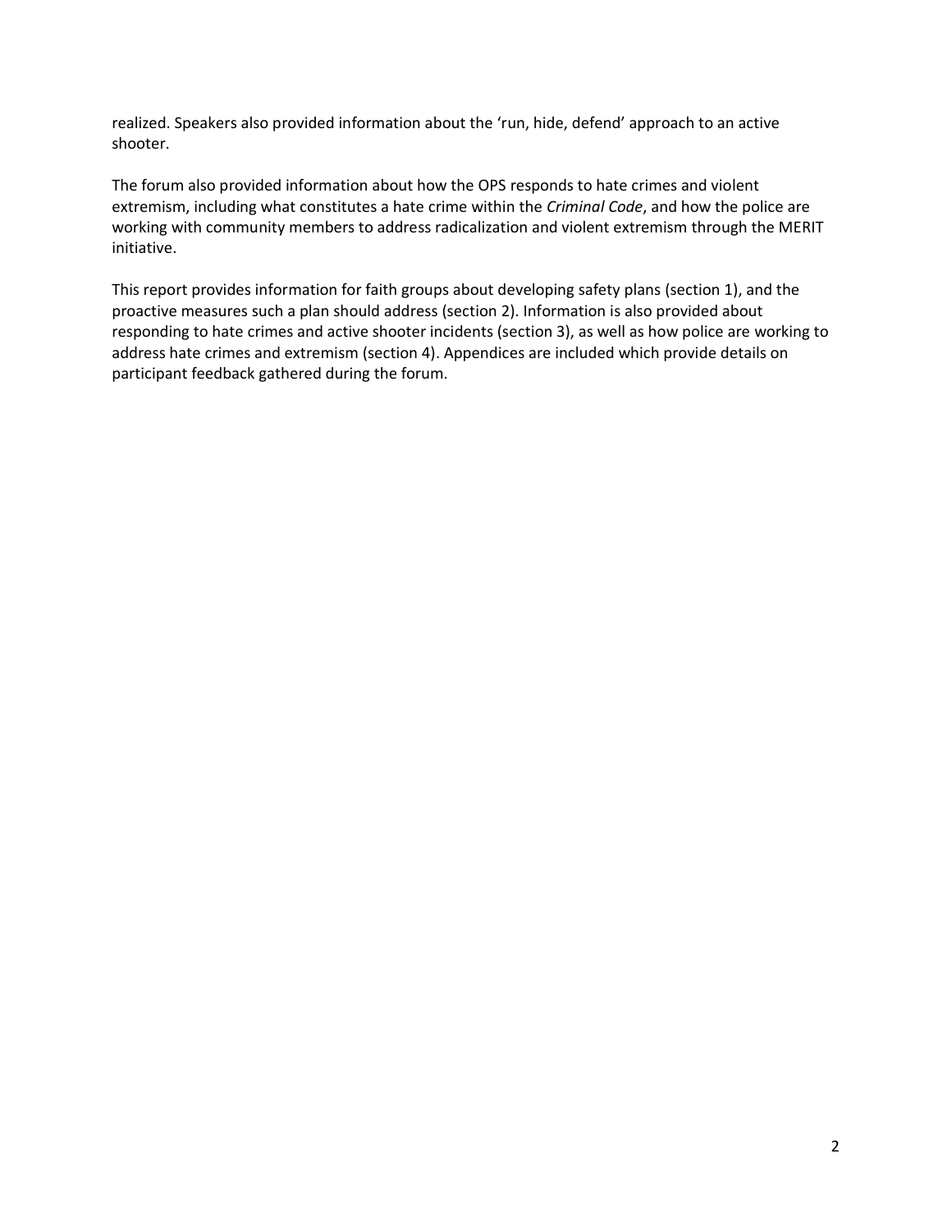realized. Speakers also provided information about the 'run, hide, defend' approach to an active shooter.

The forum also provided information about how the OPS responds to hate crimes and violent extremism, including what constitutes a hate crime within the *Criminal Code*, and how the police are working with community members to address radicalization and violent extremism through the MERIT initiative.

This report provides information for faith groups about developing safety plans (section 1), and the proactive measures such a plan should address (section 2). Information is also provided about responding to hate crimes and active shooter incidents (section 3), as well as how police are working to address hate crimes and extremism (section 4). Appendices are included which provide details on participant feedback gathered during the forum.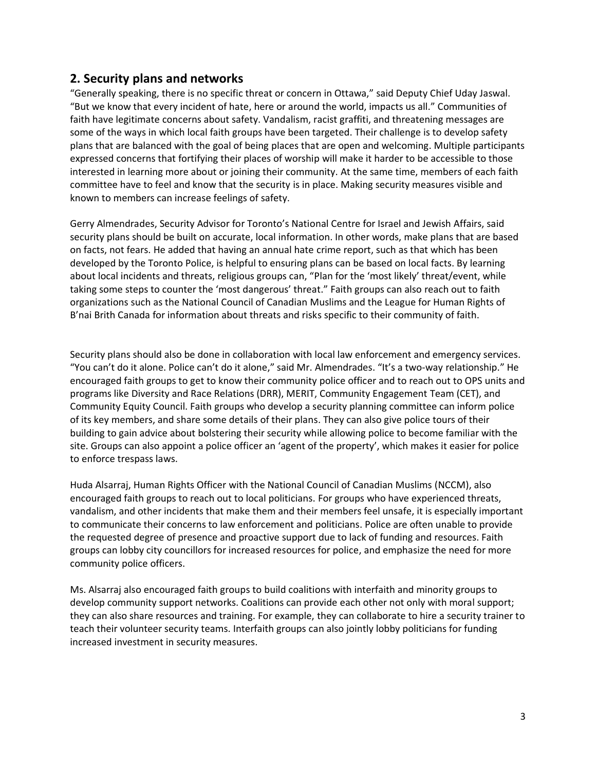## 2. Security plans and networks

"Generally speaking, there is no specific threat or concern in Ottawa," said Deputy Chief Uday Jaswal. "But we know that every incident of hate, here or around the world, impacts us all." Communities of faith have legitimate concerns about safety. Vandalism, racist graffiti, and threatening messages are some of the ways in which local faith groups have been targeted. Their challenge is to develop safety plans that are balanced with the goal of being places that are open and welcoming. Multiple participants expressed concerns that fortifying their places of worship will make it harder to be accessible to those interested in learning more about or joining their community. At the same time, members of each faith committee have to feel and know that the security is in place. Making security measures visible and known to members can increase feelings of safety.

Gerry Almendrades, Security Advisor for Toronto's National Centre for Israel and Jewish Affairs, said security plans should be built on accurate, local information. In other words, make plans that are based on facts, not fears. He added that having an annual hate crime report, such as that which has been developed by the Toronto Police, is helpful to ensuring plans can be based on local facts. By learning about local incidents and threats, religious groups can, "Plan for the 'most likely' threat/event, while taking some steps to counter the 'most dangerous' threat." Faith groups can also reach out to faith organizations such as the National Council of Canadian Muslims and the League for Human Rights of B'nai Brith Canada for information about threats and risks specific to their community of faith.

Security plans should also be done in collaboration with local law enforcement and emergency services. "You can't do it alone. Police can't do it alone," said Mr. Almendrades. "It's a two-way relationship." He encouraged faith groups to get to know their community police officer and to reach out to OPS units and programs like Diversity and Race Relations (DRR), MERIT, Community Engagement Team (CET), and Community Equity Council. Faith groups who develop a security planning committee can inform police of its key members, and share some details of their plans. They can also give police tours of their building to gain advice about bolstering their security while allowing police to become familiar with the site. Groups can also appoint a police officer an 'agent of the property', which makes it easier for police to enforce trespass laws.

Huda Alsarraj, Human Rights Officer with the National Council of Canadian Muslims (NCCM), also encouraged faith groups to reach out to local politicians. For groups who have experienced threats, vandalism, and other incidents that make them and their members feel unsafe, it is especially important to communicate their concerns to law enforcement and politicians. Police are often unable to provide the requested degree of presence and proactive support due to lack of funding and resources. Faith groups can lobby city councillors for increased resources for police, and emphasize the need for more community police officers.

Ms. Alsarraj also encouraged faith groups to build coalitions with interfaith and minority groups to develop community support networks. Coalitions can provide each other not only with moral support; they can also share resources and training. For example, they can collaborate to hire a security trainer to teach their volunteer security teams. Interfaith groups can also jointly lobby politicians for funding increased investment in security measures.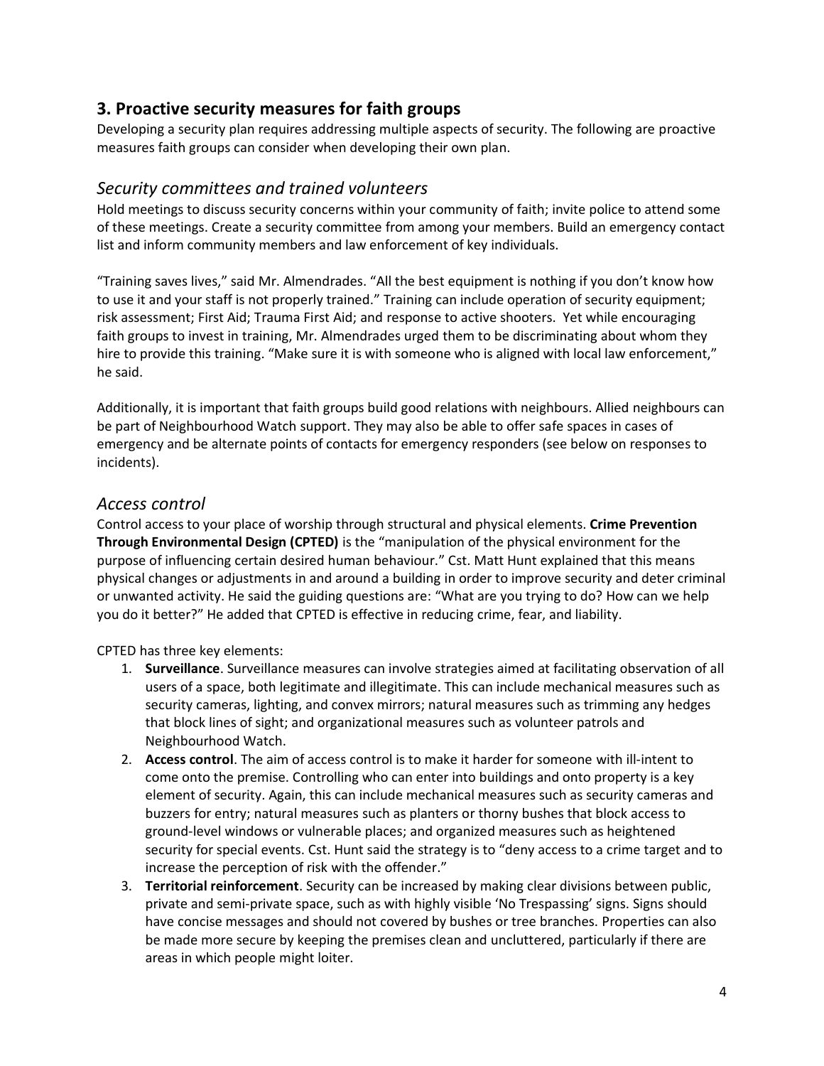## 3. Proactive security measures for faith groups

Developing a security plan requires addressing multiple aspects of security. The following are proactive measures faith groups can consider when developing their own plan.

### *Security committees and trained volunteers*

Hold meetings to discuss security concerns within your community of faith; invite police to attend some of these meetings. Create a security committee from among your members. Build an emergency contact list and inform community members and law enforcement of key individuals.

"Training saves lives," said Mr. Almendrades. "All the best equipment is nothing if you don't know how to use it and your staff is not properly trained." Training can include operation of security equipment; risk assessment; First Aid; Trauma First Aid; and response to active shooters. Yet while encouraging faith groups to invest in training, Mr. Almendrades urged them to be discriminating about whom they hire to provide this training. "Make sure it is with someone who is aligned with local law enforcement," he said.

Additionally, it is important that faith groups build good relations with neighbours. Allied neighbours can be part of Neighbourhood Watch support. They may also be able to offer safe spaces in cases of emergency and be alternate points of contacts for emergency responders (see below on responses to incidents).

### *Access control*

Control access to your place of worship through structural and physical elements. **Crime Prevention Through Environmental Design (CPTED)** is the "manipulation of the physical environment for the purpose of influencing certain desired human behaviour." Cst. Matt Hunt explained that this means physical changes or adjustments in and around a building in order to improve security and deter criminal or unwanted activity. He said the guiding questions are: "What are you trying to do? How can we help you do it better?" He added that CPTED is effective in reducing crime, fear, and liability.

CPTED has three key elements:

1. **Surveillance**. Surveillance measures can involve strategies aimed at facilitating observation of all users of a space, both legitimate and illegitimate. This can include mechanical measures such as security cameras, lighting, and convex mirrors; natural measures such as trimming any hedges that block lines of sight; and organizational measures such as volunteer patrols and Neighbourhood Watch.
2. **Access control**. The aim of access control is to make it harder for someone with ill-intent to come onto the premise. Controlling who can enter into buildings and onto property is a key element of security. Again, this can include mechanical measures such as security cameras and buzzers for entry; natural measures such as planters or thorny bushes that block access to ground-level windows or vulnerable places; and organized measures such as heightened security for special events. Cst. Hunt said the strategy is to "deny access to a crime target and to increase the perception of risk with the offender."
3. **Territorial reinforcement**. Security can be increased by making clear divisions between public, private and semi-private space, such as with highly visible 'No Trespassing' signs. Signs should have concise messages and should not covered by bushes or tree branches. Properties can also be made more secure by keeping the premises clean and uncluttered, particularly if there are areas in which people might loiter.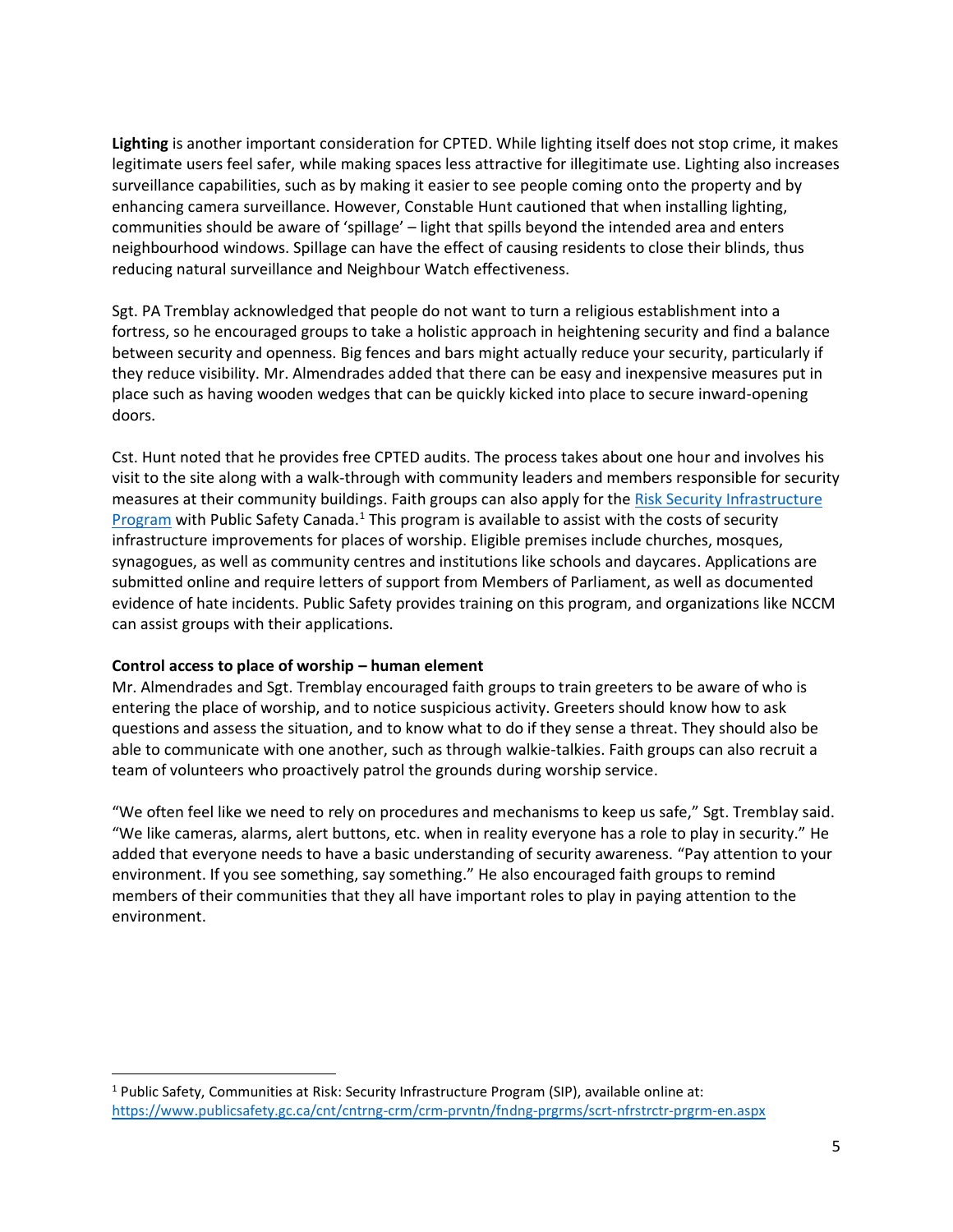**Lighting** is another important consideration for CPTED. While lighting itself does not stop crime, it makes legitimate users feel safer, while making spaces less attractive for illegitimate use. Lighting also increases surveillance capabilities, such as by making it easier to see people coming onto the property and by enhancing camera surveillance. However, Constable Hunt cautioned that when installing lighting, communities should be aware of 'spillage' – light that spills beyond the intended area and enters neighbourhood windows. Spillage can have the effect of causing residents to close their blinds, thus reducing natural surveillance and Neighbour Watch effectiveness.

Sgt. PA Tremblay acknowledged that people do not want to turn a religious establishment into a fortress, so he encouraged groups to take a holistic approach in heightening security and find a balance between security and openness. Big fences and bars might actually reduce your security, particularly if they reduce visibility. Mr. Almendrades added that there can be easy and inexpensive measures put in place such as having wooden wedges that can be quickly kicked into place to secure inward-opening doors.

Cst. Hunt noted that he provides free CPTED audits. The process takes about one hour and involves his visit to the site along with a walk-through with community leaders and members responsible for security measures at their community buildings. Faith groups can also apply for the [Risk Security Infrastructure Program](https://www.publicsafety.gc.ca/cnt/cntrng-crm/crm-prvntn/fndng-prgrms/scrt-nfrstrctr-prgrm-en.aspx) with Public Safety Canada.[1] This program is available to assist with the costs of security infrastructure improvements for places of worship. Eligible premises include churches, mosques, synagogues, as well as community centres and institutions like schools and daycares. Applications are submitted online and require letters of support from Members of Parliament, as well as documented evidence of hate incidents. Public Safety provides training on this program, and organizations like NCCM can assist groups with their applications.

**Control access to place of worship – human element**

Mr. Almendrades and Sgt. Tremblay encouraged faith groups to train greeters to be aware of who is entering the place of worship, and to notice suspicious activity. Greeters should know how to ask questions and assess the situation, and to know what to do if they sense a threat. They should also be able to communicate with one another, such as through walkie-talkies. Faith groups can also recruit a team of volunteers who proactively patrol the grounds during worship service.

"We often feel like we need to rely on procedures and mechanisms to keep us safe," Sgt. Tremblay said. "We like cameras, alarms, alert buttons, etc. when in reality everyone has a role to play in security." He added that everyone needs to have a basic understanding of security awareness. "Pay attention to your environment. If you see something, say something." He also encouraged faith groups to remind members of their communities that they all have important roles to play in paying attention to the environment.

---

[1] Public Safety, Communities at Risk: Security Infrastructure Program (SIP), available online at: https://www.publicsafety.gc.ca/cnt/cntrng-crm/crm-prvntn/fndng-prgrms/scrt-nfrstrctr-prgrm-en.aspx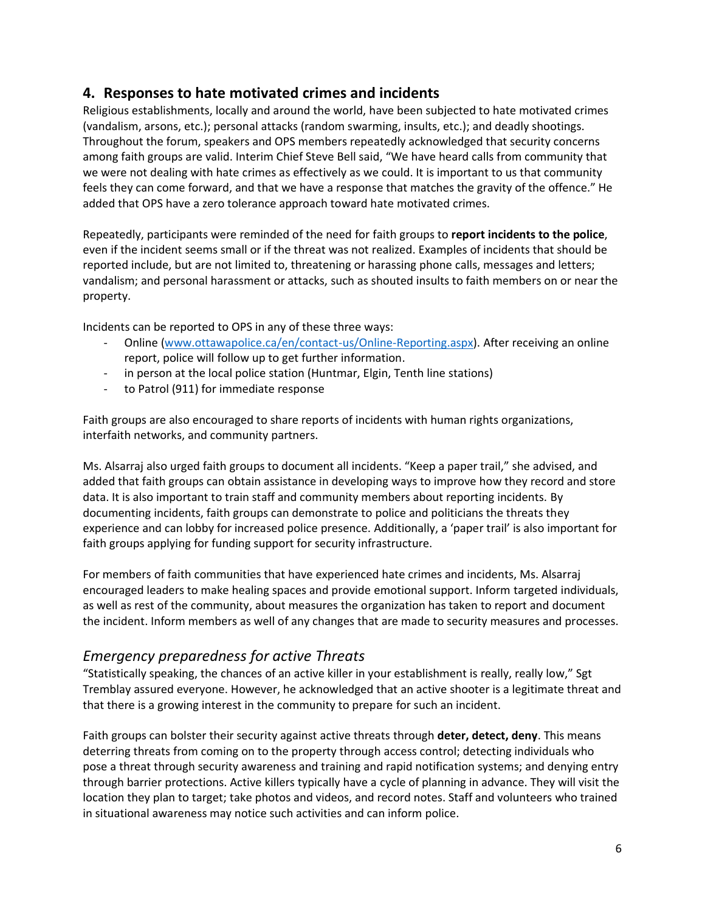## 4. Responses to hate motivated crimes and incidents

Religious establishments, locally and around the world, have been subjected to hate motivated crimes (vandalism, arsons, etc.); personal attacks (random swarming, insults, etc.); and deadly shootings. Throughout the forum, speakers and OPS members repeatedly acknowledged that security concerns among faith groups are valid. Interim Chief Steve Bell said, "We have heard calls from community that we were not dealing with hate crimes as effectively as we could. It is important to us that community feels they can come forward, and that we have a response that matches the gravity of the offence." He added that OPS have a zero tolerance approach toward hate motivated crimes.

Repeatedly, participants were reminded of the need for faith groups to **report incidents to the police**, even if the incident seems small or if the threat was not realized. Examples of incidents that should be reported include, but are not limited to, threatening or harassing phone calls, messages and letters; vandalism; and personal harassment or attacks, such as shouted insults to faith members on or near the property.

Incidents can be reported to OPS in any of these three ways:

- Online ([www.ottawapolice.ca/en/contact-us/Online-Reporting.aspx](www.ottawapolice.ca/en/contact-us/Online-Reporting.aspx)). After receiving an online report, police will follow up to get further information.
- in person at the local police station (Huntmar, Elgin, Tenth line stations)
- to Patrol (911) for immediate response

Faith groups are also encouraged to share reports of incidents with human rights organizations, interfaith networks, and community partners.

Ms. Alsarraj also urged faith groups to document all incidents. "Keep a paper trail," she advised, and added that faith groups can obtain assistance in developing ways to improve how they record and store data. It is also important to train staff and community members about reporting incidents. By documenting incidents, faith groups can demonstrate to police and politicians the threats they experience and can lobby for increased police presence. Additionally, a 'paper trail' is also important for faith groups applying for funding support for security infrastructure.

For members of faith communities that have experienced hate crimes and incidents, Ms. Alsarraj encouraged leaders to make healing spaces and provide emotional support. Inform targeted individuals, as well as rest of the community, about measures the organization has taken to report and document the incident. Inform members as well of any changes that are made to security measures and processes.

### *Emergency preparedness for active Threats*

"Statistically speaking, the chances of an active killer in your establishment is really, really low," Sgt Tremblay assured everyone. However, he acknowledged that an active shooter is a legitimate threat and that there is a growing interest in the community to prepare for such an incident.

Faith groups can bolster their security against active threats through **deter, detect, deny**. This means deterring threats from coming on to the property through access control; detecting individuals who pose a threat through security awareness and training and rapid notification systems; and denying entry through barrier protections. Active killers typically have a cycle of planning in advance. They will visit the location they plan to target; take photos and videos, and record notes. Staff and volunteers who trained in situational awareness may notice such activities and can inform police.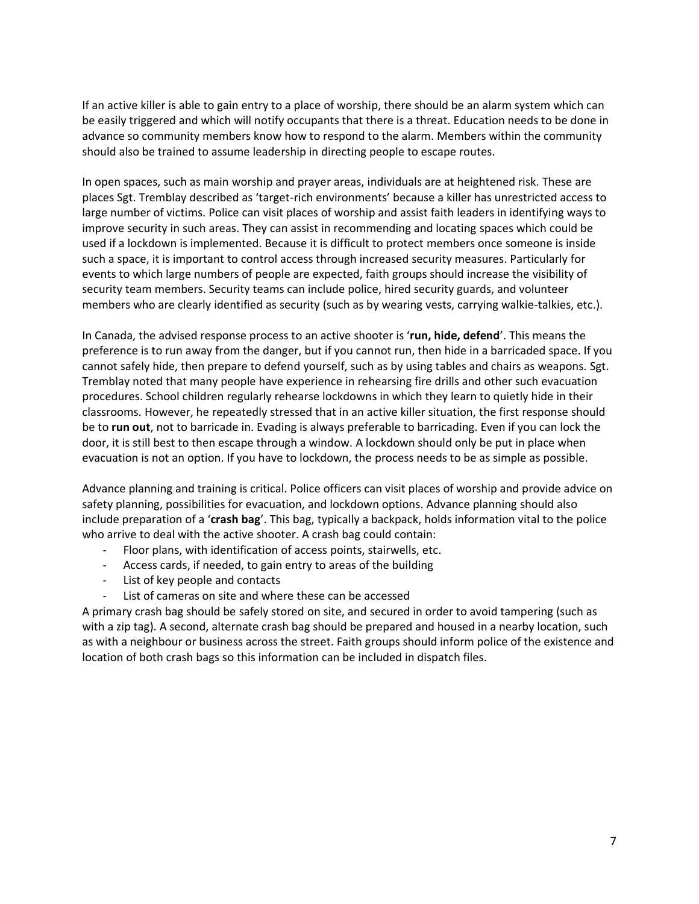If an active killer is able to gain entry to a place of worship, there should be an alarm system which can be easily triggered and which will notify occupants that there is a threat. Education needs to be done in advance so community members know how to respond to the alarm. Members within the community should also be trained to assume leadership in directing people to escape routes.

In open spaces, such as main worship and prayer areas, individuals are at heightened risk. These are places Sgt. Tremblay described as 'target-rich environments' because a killer has unrestricted access to large number of victims. Police can visit places of worship and assist faith leaders in identifying ways to improve security in such areas. They can assist in recommending and locating spaces which could be used if a lockdown is implemented. Because it is difficult to protect members once someone is inside such a space, it is important to control access through increased security measures. Particularly for events to which large numbers of people are expected, faith groups should increase the visibility of security team members. Security teams can include police, hired security guards, and volunteer members who are clearly identified as security (such as by wearing vests, carrying walkie-talkies, etc.).

In Canada, the advised response process to an active shooter is '**run, hide, defend**'. This means the preference is to run away from the danger, but if you cannot run, then hide in a barricaded space. If you cannot safely hide, then prepare to defend yourself, such as by using tables and chairs as weapons. Sgt. Tremblay noted that many people have experience in rehearsing fire drills and other such evacuation procedures. School children regularly rehearse lockdowns in which they learn to quietly hide in their classrooms. However, he repeatedly stressed that in an active killer situation, the first response should be to **run out**, not to barricade in. Evading is always preferable to barricading. Even if you can lock the door, it is still best to then escape through a window. A lockdown should only be put in place when evacuation is not an option. If you have to lockdown, the process needs to be as simple as possible.

Advance planning and training is critical. Police officers can visit places of worship and provide advice on safety planning, possibilities for evacuation, and lockdown options. Advance planning should also include preparation of a '**crash bag**'. This bag, typically a backpack, holds information vital to the police who arrive to deal with the active shooter. A crash bag could contain:

- Floor plans, with identification of access points, stairwells, etc.
- Access cards, if needed, to gain entry to areas of the building
- List of key people and contacts
- List of cameras on site and where these can be accessed

A primary crash bag should be safely stored on site, and secured in order to avoid tampering (such as with a zip tag). A second, alternate crash bag should be prepared and housed in a nearby location, such as with a neighbour or business across the street. Faith groups should inform police of the existence and location of both crash bags so this information can be included in dispatch files.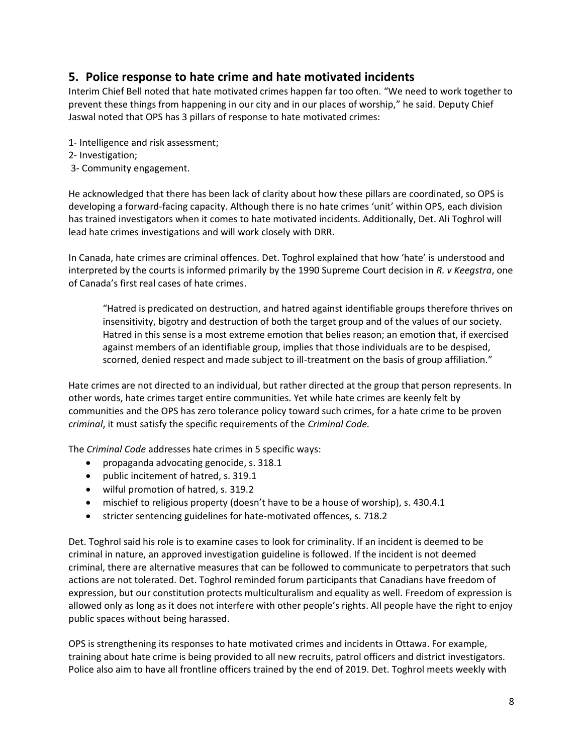## 5. Police response to hate crime and hate motivated incidents

Interim Chief Bell noted that hate motivated crimes happen far too often. "We need to work together to prevent these things from happening in our city and in our places of worship," he said. Deputy Chief Jaswal noted that OPS has 3 pillars of response to hate motivated crimes:

1- Intelligence and risk assessment;
2- Investigation;
3- Community engagement.

He acknowledged that there has been lack of clarity about how these pillars are coordinated, so OPS is developing a forward-facing capacity. Although there is no hate crimes 'unit' within OPS, each division has trained investigators when it comes to hate motivated incidents. Additionally, Det. Ali Toghrol will lead hate crimes investigations and will work closely with DRR.

In Canada, hate crimes are criminal offences. Det. Toghrol explained that how 'hate' is understood and interpreted by the courts is informed primarily by the 1990 Supreme Court decision in *R. v Keegstra*, one of Canada's first real cases of hate crimes.

> "Hatred is predicated on destruction, and hatred against identifiable groups therefore thrives on insensitivity, bigotry and destruction of both the target group and of the values of our society. Hatred in this sense is a most extreme emotion that belies reason; an emotion that, if exercised against members of an identifiable group, implies that those individuals are to be despised, scorned, denied respect and made subject to ill-treatment on the basis of group affiliation."

Hate crimes are not directed to an individual, but rather directed at the group that person represents. In other words, hate crimes target entire communities. Yet while hate crimes are keenly felt by communities and the OPS has zero tolerance policy toward such crimes, for a hate crime to be proven *criminal*, it must satisfy the specific requirements of the *Criminal Code.*

The *Criminal Code* addresses hate crimes in 5 specific ways:

- propaganda advocating genocide, s. 318.1
- public incitement of hatred, s. 319.1
- wilful promotion of hatred, s. 319.2
- mischief to religious property (doesn't have to be a house of worship), s. 430.4.1
- stricter sentencing guidelines for hate-motivated offences, s. 718.2

Det. Toghrol said his role is to examine cases to look for criminality. If an incident is deemed to be criminal in nature, an approved investigation guideline is followed. If the incident is not deemed criminal, there are alternative measures that can be followed to communicate to perpetrators that such actions are not tolerated. Det. Toghrol reminded forum participants that Canadians have freedom of expression, but our constitution protects multiculturalism and equality as well. Freedom of expression is allowed only as long as it does not interfere with other people's rights. All people have the right to enjoy public spaces without being harassed.

OPS is strengthening its responses to hate motivated crimes and incidents in Ottawa. For example, training about hate crime is being provided to all new recruits, patrol officers and district investigators. Police also aim to have all frontline officers trained by the end of 2019. Det. Toghrol meets weekly with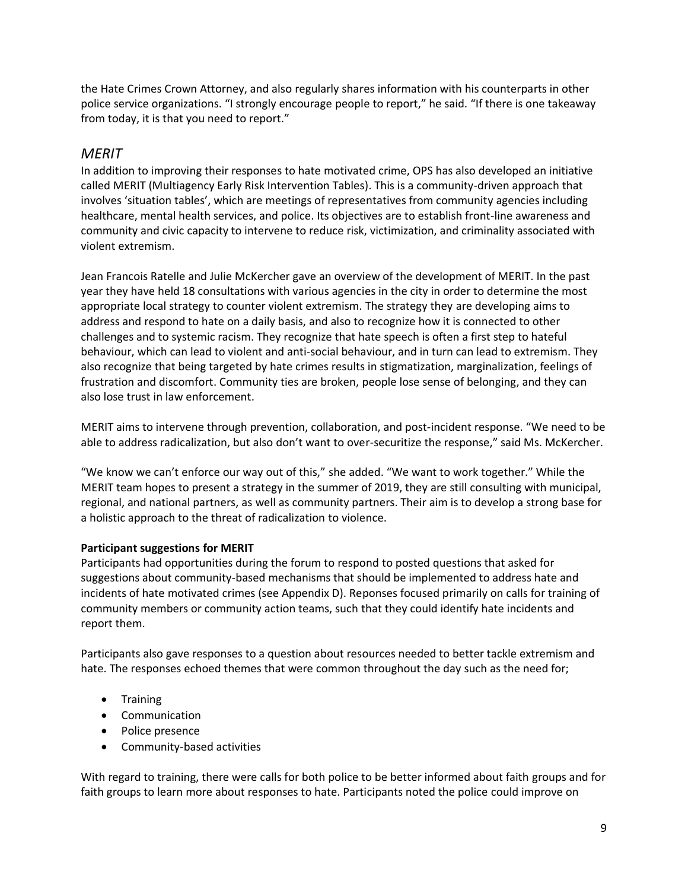the Hate Crimes Crown Attorney, and also regularly shares information with his counterparts in other police service organizations. "I strongly encourage people to report," he said. "If there is one takeaway from today, it is that you need to report."

## *MERIT*

In addition to improving their responses to hate motivated crime, OPS has also developed an initiative called MERIT (Multiagency Early Risk Intervention Tables). This is a community-driven approach that involves 'situation tables', which are meetings of representatives from community agencies including healthcare, mental health services, and police. Its objectives are to establish front-line awareness and community and civic capacity to intervene to reduce risk, victimization, and criminality associated with violent extremism.

Jean Francois Ratelle and Julie McKercher gave an overview of the development of MERIT. In the past year they have held 18 consultations with various agencies in the city in order to determine the most appropriate local strategy to counter violent extremism. The strategy they are developing aims to address and respond to hate on a daily basis, and also to recognize how it is connected to other challenges and to systemic racism. They recognize that hate speech is often a first step to hateful behaviour, which can lead to violent and anti-social behaviour, and in turn can lead to extremism. They also recognize that being targeted by hate crimes results in stigmatization, marginalization, feelings of frustration and discomfort. Community ties are broken, people lose sense of belonging, and they can also lose trust in law enforcement.

MERIT aims to intervene through prevention, collaboration, and post-incident response. "We need to be able to address radicalization, but also don't want to over-securitize the response," said Ms. McKercher.

"We know we can't enforce our way out of this," she added. "We want to work together." While the MERIT team hopes to present a strategy in the summer of 2019, they are still consulting with municipal, regional, and national partners, as well as community partners. Their aim is to develop a strong base for a holistic approach to the threat of radicalization to violence.

**Participant suggestions for MERIT**

Participants had opportunities during the forum to respond to posted questions that asked for suggestions about community-based mechanisms that should be implemented to address hate and incidents of hate motivated crimes (see Appendix D). Reponses focused primarily on calls for training of community members or community action teams, such that they could identify hate incidents and report them.

Participants also gave responses to a question about resources needed to better tackle extremism and hate. The responses echoed themes that were common throughout the day such as the need for;

- Training
- Communication
- Police presence
- Community-based activities

With regard to training, there were calls for both police to be better informed about faith groups and for faith groups to learn more about responses to hate. Participants noted the police could improve on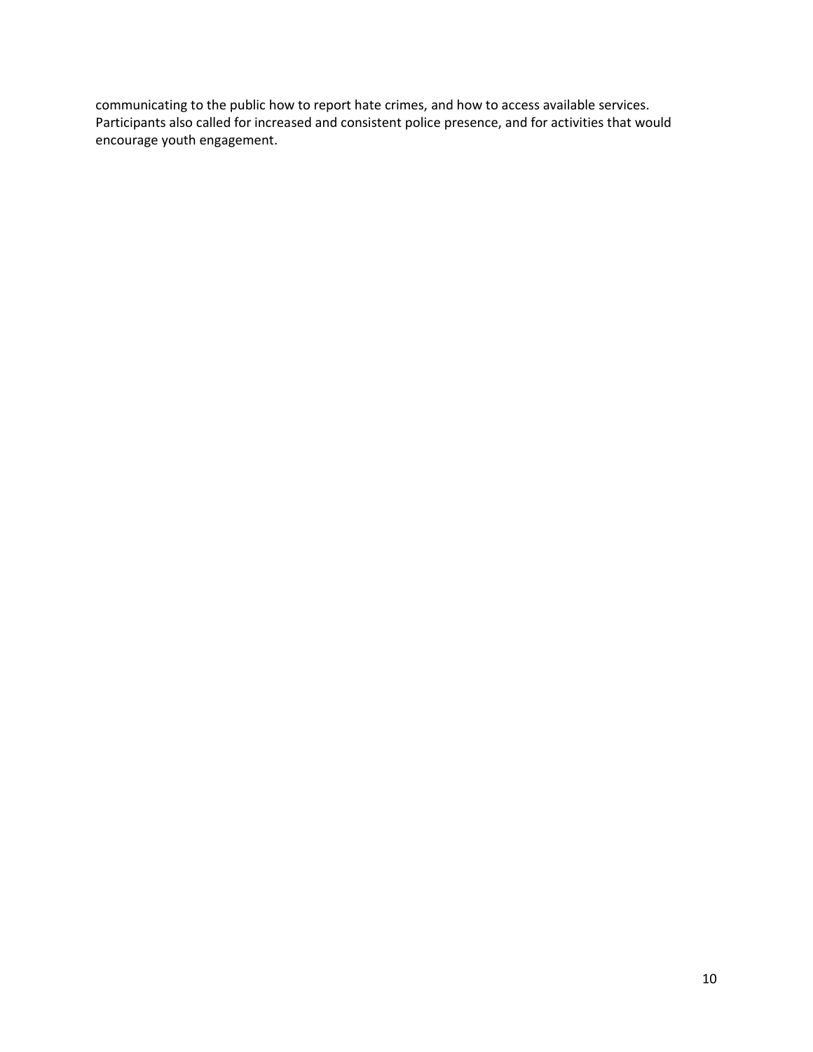communicating to the public how to report hate crimes, and how to access available services. Participants also called for increased and consistent police presence, and for activities that would encourage youth engagement.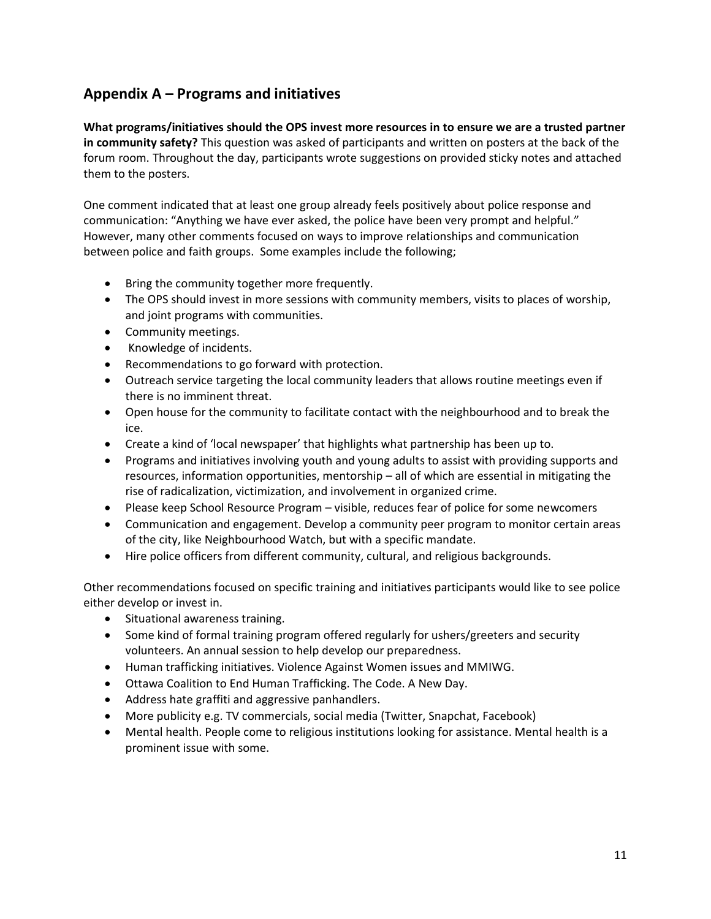## Appendix A – Programs and initiatives

**What programs/initiatives should the OPS invest more resources in to ensure we are a trusted partner in community safety?** This question was asked of participants and written on posters at the back of the forum room. Throughout the day, participants wrote suggestions on provided sticky notes and attached them to the posters.

One comment indicated that at least one group already feels positively about police response and communication: "Anything we have ever asked, the police have been very prompt and helpful." However, many other comments focused on ways to improve relationships and communication between police and faith groups. Some examples include the following;

- Bring the community together more frequently.
- The OPS should invest in more sessions with community members, visits to places of worship, and joint programs with communities.
- Community meetings.
- Knowledge of incidents.
- Recommendations to go forward with protection.
- Outreach service targeting the local community leaders that allows routine meetings even if there is no imminent threat.
- Open house for the community to facilitate contact with the neighbourhood and to break the ice.
- Create a kind of 'local newspaper' that highlights what partnership has been up to.
- Programs and initiatives involving youth and young adults to assist with providing supports and resources, information opportunities, mentorship – all of which are essential in mitigating the rise of radicalization, victimization, and involvement in organized crime.
- Please keep School Resource Program – visible, reduces fear of police for some newcomers
- Communication and engagement. Develop a community peer program to monitor certain areas of the city, like Neighbourhood Watch, but with a specific mandate.
- Hire police officers from different community, cultural, and religious backgrounds.

Other recommendations focused on specific training and initiatives participants would like to see police either develop or invest in.

- Situational awareness training.
- Some kind of formal training program offered regularly for ushers/greeters and security volunteers. An annual session to help develop our preparedness.
- Human trafficking initiatives. Violence Against Women issues and MMIWG.
- Ottawa Coalition to End Human Trafficking. The Code. A New Day.
- Address hate graffiti and aggressive panhandlers.
- More publicity e.g. TV commercials, social media (Twitter, Snapchat, Facebook)
- Mental health. People come to religious institutions looking for assistance. Mental health is a prominent issue with some.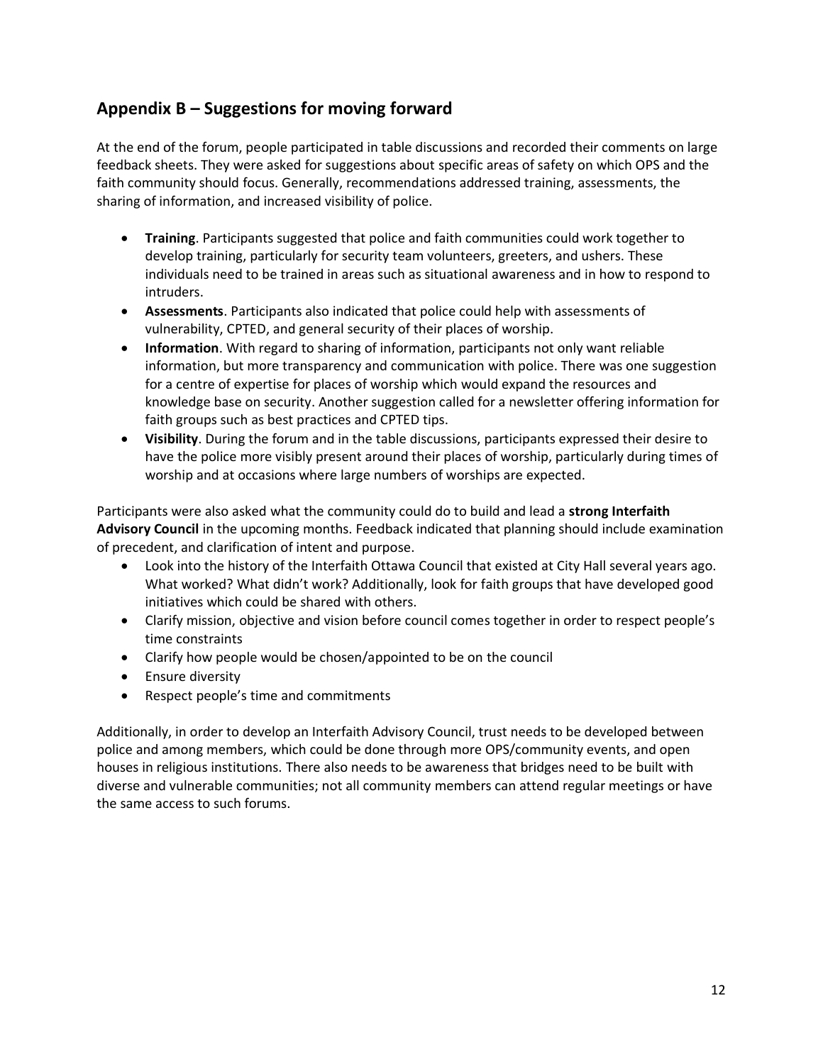## Appendix B – Suggestions for moving forward

At the end of the forum, people participated in table discussions and recorded their comments on large feedback sheets. They were asked for suggestions about specific areas of safety on which OPS and the faith community should focus. Generally, recommendations addressed training, assessments, the sharing of information, and increased visibility of police.

- **Training**. Participants suggested that police and faith communities could work together to develop training, particularly for security team volunteers, greeters, and ushers. These individuals need to be trained in areas such as situational awareness and in how to respond to intruders.
- **Assessments**. Participants also indicated that police could help with assessments of vulnerability, CPTED, and general security of their places of worship.
- **Information**. With regard to sharing of information, participants not only want reliable information, but more transparency and communication with police. There was one suggestion for a centre of expertise for places of worship which would expand the resources and knowledge base on security. Another suggestion called for a newsletter offering information for faith groups such as best practices and CPTED tips.
- **Visibility**. During the forum and in the table discussions, participants expressed their desire to have the police more visibly present around their places of worship, particularly during times of worship and at occasions where large numbers of worships are expected.

Participants were also asked what the community could do to build and lead a **strong Interfaith Advisory Council** in the upcoming months. Feedback indicated that planning should include examination of precedent, and clarification of intent and purpose.

- Look into the history of the Interfaith Ottawa Council that existed at City Hall several years ago. What worked? What didn't work? Additionally, look for faith groups that have developed good initiatives which could be shared with others.
- Clarify mission, objective and vision before council comes together in order to respect people's time constraints
- Clarify how people would be chosen/appointed to be on the council
- Ensure diversity
- Respect people's time and commitments

Additionally, in order to develop an Interfaith Advisory Council, trust needs to be developed between police and among members, which could be done through more OPS/community events, and open houses in religious institutions. There also needs to be awareness that bridges need to be built with diverse and vulnerable communities; not all community members can attend regular meetings or have the same access to such forums.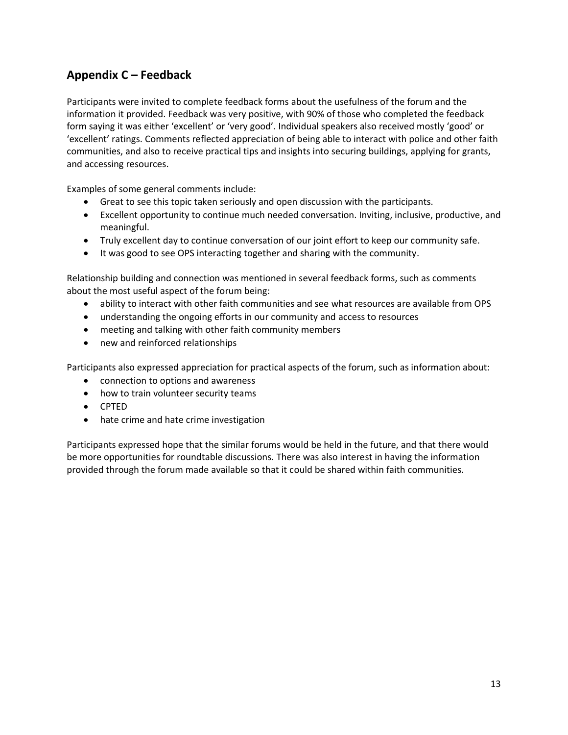## Appendix C – Feedback

Participants were invited to complete feedback forms about the usefulness of the forum and the information it provided. Feedback was very positive, with 90% of those who completed the feedback form saying it was either 'excellent' or 'very good'. Individual speakers also received mostly 'good' or 'excellent' ratings. Comments reflected appreciation of being able to interact with police and other faith communities, and also to receive practical tips and insights into securing buildings, applying for grants, and accessing resources.

Examples of some general comments include:

- Great to see this topic taken seriously and open discussion with the participants.
- Excellent opportunity to continue much needed conversation. Inviting, inclusive, productive, and meaningful.
- Truly excellent day to continue conversation of our joint effort to keep our community safe.
- It was good to see OPS interacting together and sharing with the community.

Relationship building and connection was mentioned in several feedback forms, such as comments about the most useful aspect of the forum being:

- ability to interact with other faith communities and see what resources are available from OPS
- understanding the ongoing efforts in our community and access to resources
- meeting and talking with other faith community members
- new and reinforced relationships

Participants also expressed appreciation for practical aspects of the forum, such as information about:

- connection to options and awareness
- how to train volunteer security teams
- CPTED
- hate crime and hate crime investigation

Participants expressed hope that the similar forums would be held in the future, and that there would be more opportunities for roundtable discussions. There was also interest in having the information provided through the forum made available so that it could be shared within faith communities.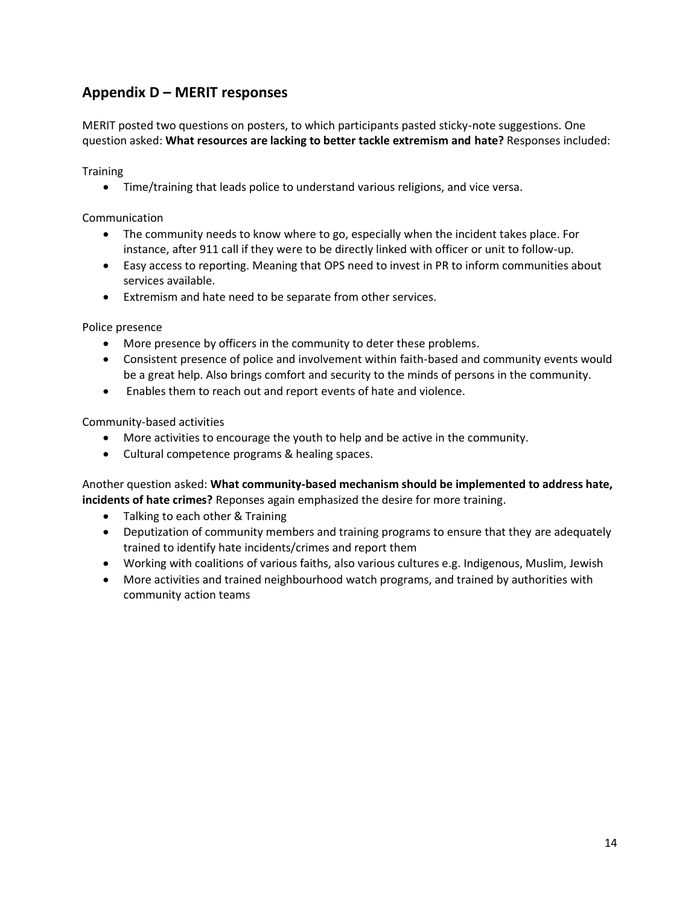## Appendix D – MERIT responses

MERIT posted two questions on posters, to which participants pasted sticky-note suggestions. One question asked: **What resources are lacking to better tackle extremism and hate?** Responses included:

Training

- Time/training that leads police to understand various religions, and vice versa.

Communication

- The community needs to know where to go, especially when the incident takes place. For instance, after 911 call if they were to be directly linked with officer or unit to follow-up.
- Easy access to reporting. Meaning that OPS need to invest in PR to inform communities about services available.
- Extremism and hate need to be separate from other services.

Police presence

- More presence by officers in the community to deter these problems.
- Consistent presence of police and involvement within faith-based and community events would be a great help. Also brings comfort and security to the minds of persons in the community.
- Enables them to reach out and report events of hate and violence.

Community-based activities

- More activities to encourage the youth to help and be active in the community.
- Cultural competence programs & healing spaces.

Another question asked: **What community-based mechanism should be implemented to address hate, incidents of hate crimes?** Reponses again emphasized the desire for more training.

- Talking to each other & Training
- Deputization of community members and training programs to ensure that they are adequately trained to identify hate incidents/crimes and report them
- Working with coalitions of various faiths, also various cultures e.g. Indigenous, Muslim, Jewish
- More activities and trained neighbourhood watch programs, and trained by authorities with community action teams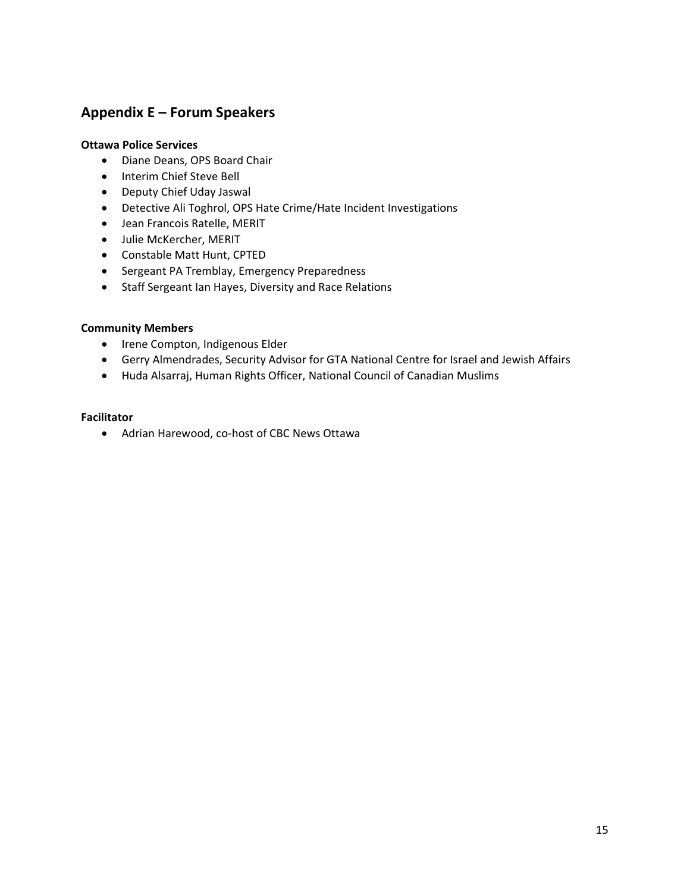## Appendix E – Forum Speakers

**Ottawa Police Services**

- Diane Deans, OPS Board Chair
- Interim Chief Steve Bell
- Deputy Chief Uday Jaswal
- Detective Ali Toghrol, OPS Hate Crime/Hate Incident Investigations
- Jean Francois Ratelle, MERIT
- Julie McKercher, MERIT
- Constable Matt Hunt, CPTED
- Sergeant PA Tremblay, Emergency Preparedness
- Staff Sergeant Ian Hayes, Diversity and Race Relations

**Community Members**

- Irene Compton, Indigenous Elder
- Gerry Almendrades, Security Advisor for GTA National Centre for Israel and Jewish Affairs
- Huda Alsarraj, Human Rights Officer, National Council of Canadian Muslims

**Facilitator**

- Adrian Harewood, co-host of CBC News Ottawa